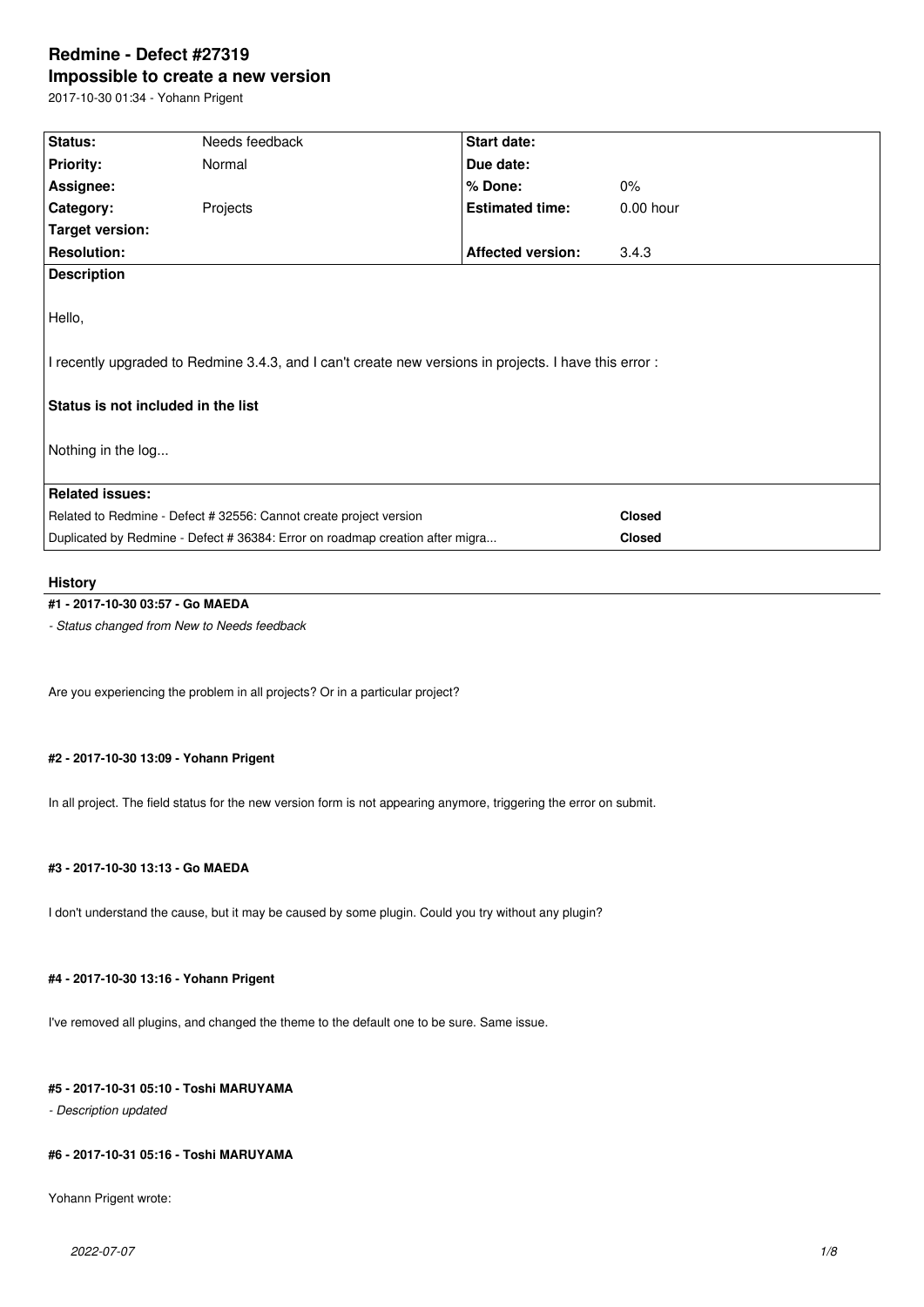# Redmine - Defect #27319

## Impossible to create a new version

2017-10-30 01:34 - Yohann Prigent

| Status: | Needs feedback | Start date: | |
|---|---|---|---|
| Priority: | Normal | Due date: | |
| Assignee: | | % Done: | 0% |
| Category: | Projects | Estimated time: | 0.00 hour |
| Target version: | | | |
| Resolution: | | Affected version: | 3.4.3 |

**Description**

Hello,

I recently upgraded to Redmine 3.4.3, and I can't create new versions in projects. I have this error :

**Status is not included in the list**

Nothing in the log...

**Related issues:**

| | |
|---|---|
| Related to Redmine - Defect # 32556: Cannot create project version | **Closed** |
| Duplicated by Redmine - Defect # 36384: Error on roadmap creation after migra... | **Closed** |

## History

#### #1 - 2017-10-30 03:57 - Go MAEDA

*- Status changed from New to Needs feedback*

Are you experiencing the problem in all projects? Or in a particular project?

#### #2 - 2017-10-30 13:09 - Yohann Prigent

In all project. The field status for the new version form is not appearing anymore, triggering the error on submit.

#### #3 - 2017-10-30 13:13 - Go MAEDA

I don't understand the cause, but it may be caused by some plugin. Could you try without any plugin?

#### #4 - 2017-10-30 13:16 - Yohann Prigent

I've removed all plugins, and changed the theme to the default one to be sure. Same issue.

#### #5 - 2017-10-31 05:10 - Toshi MARUYAMA

*- Description updated*

#### #6 - 2017-10-31 05:16 - Toshi MARUYAMA

Yohann Prigent wrote: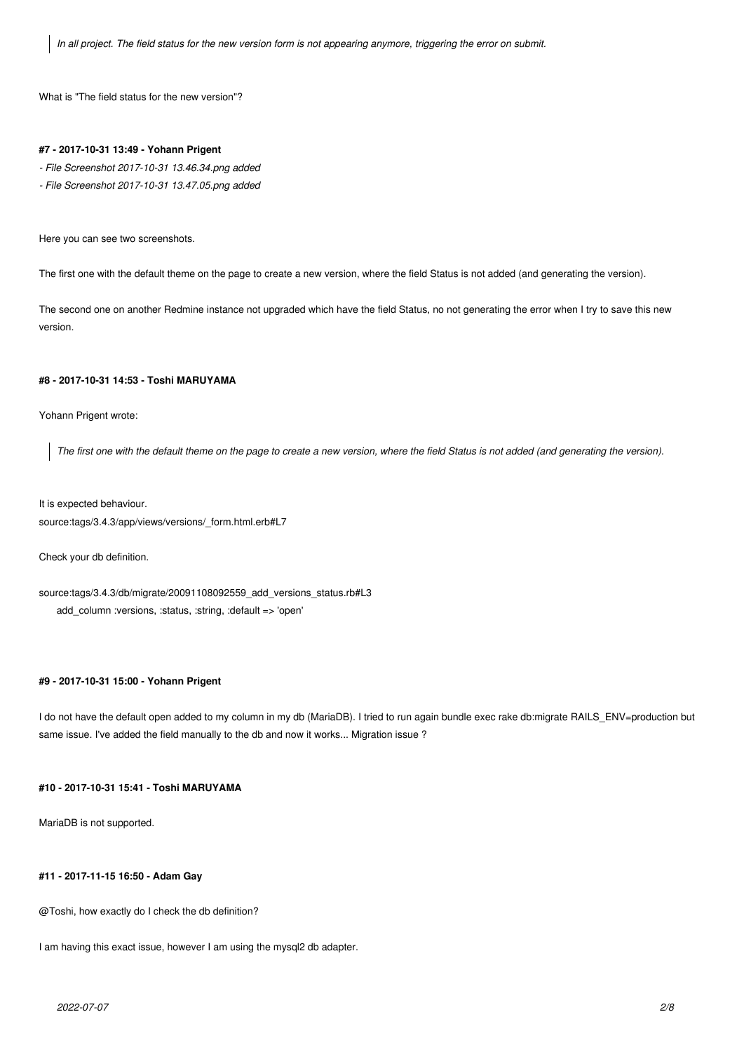> *In all project. The field status for the new version form is not appearing anymore, triggering the error on submit.*

What is "The field status for the new version"?

#### #7 - 2017-10-31 13:49 - Yohann Prigent

*- File Screenshot 2017-10-31 13.46.34.png added*

*- File Screenshot 2017-10-31 13.47.05.png added*

Here you can see two screenshots.

The first one with the default theme on the page to create a new version, where the field Status is not added (and generating the version).

The second one on another Redmine instance not upgraded which have the field Status, no not generating the error when I try to save this new version.

#### #8 - 2017-10-31 14:53 - Toshi MARUYAMA

Yohann Prigent wrote:

> *The first one with the default theme on the page to create a new version, where the field Status is not added (and generating the version).*

It is expected behaviour.
source:tags/3.4.3/app/views/versions/_form.html.erb#L7

Check your db definition.

source:tags/3.4.3/db/migrate/20091108092559_add_versions_status.rb#L3

```
add_column :versions, :status, :string, :default => 'open'
```

#### #9 - 2017-10-31 15:00 - Yohann Prigent

I do not have the default open added to my column in my db (MariaDB). I tried to run again bundle exec rake db:migrate RAILS_ENV=production but same issue. I've added the field manually to the db and now it works... Migration issue ?

#### #10 - 2017-10-31 15:41 - Toshi MARUYAMA

MariaDB is not supported.

#### #11 - 2017-11-15 16:50 - Adam Gay

@Toshi, how exactly do I check the db definition?

I am having this exact issue, however I am using the mysql2 db adapter.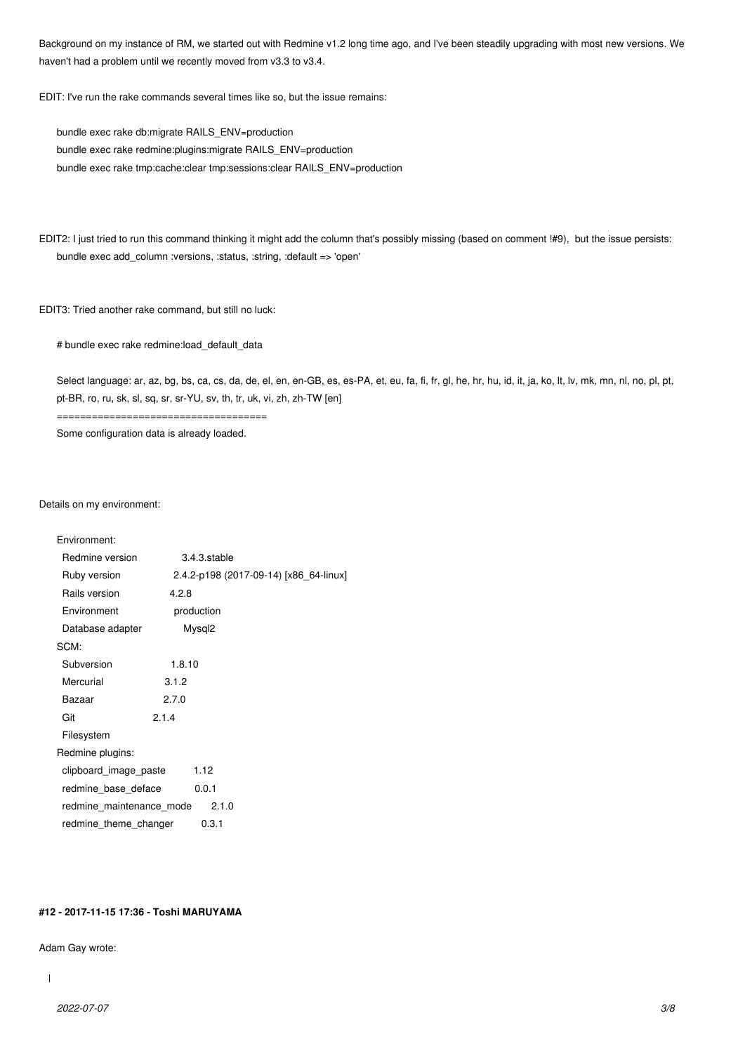Background on my instance of RM, we started out with Redmine v1.2 long time ago, and I've been steadily upgrading with most new versions. We haven't had a problem until we recently moved from v3.3 to v3.4.

EDIT: I've run the rake commands several times like so, but the issue remains:

```
bundle exec rake db:migrate RAILS_ENV=production
bundle exec rake redmine:plugins:migrate RAILS_ENV=production
bundle exec rake tmp:cache:clear tmp:sessions:clear RAILS_ENV=production
```

EDIT2: I just tried to run this command thinking it might add the column that's possibly missing (based on comment !#9), but the issue persists:

```
bundle exec add_column :versions, :status, :string, :default => 'open'
```

EDIT3: Tried another rake command, but still no luck:

```
# bundle exec rake redmine:load_default_data

Select language: ar, az, bg, bs, ca, cs, da, de, el, en, en-GB, es, es-PA, et, eu, fa, fi, fr, gl, he, hr, hu, id, it, ja, ko, lt, lv, mk, mn, nl, no, pl, pt, pt-BR, ro, ru, sk, sl, sq, sr, sr-YU, sv, th, tr, uk, vi, zh, zh-TW [en]
====================================
Some configuration data is already loaded.
```

Details on my environment:

```
Environment:
  Redmine version          3.4.3.stable
  Ruby version             2.4.2-p198 (2017-09-14) [x86_64-linux]
  Rails version            4.2.8
  Environment              production
  Database adapter         Mysql2
SCM:
  Subversion               1.8.10
  Mercurial                3.1.2
  Bazaar                   2.7.0
  Git                      2.1.4
  Filesystem
Redmine plugins:
  clipboard_image_paste    1.12
  redmine_base_deface      0.0.1
  redmine_maintenance_mode 2.1.0
  redmine_theme_changer    0.3.1
```

#### #12 - 2017-11-15 17:36 - Toshi MARUYAMA

Adam Gay wrote: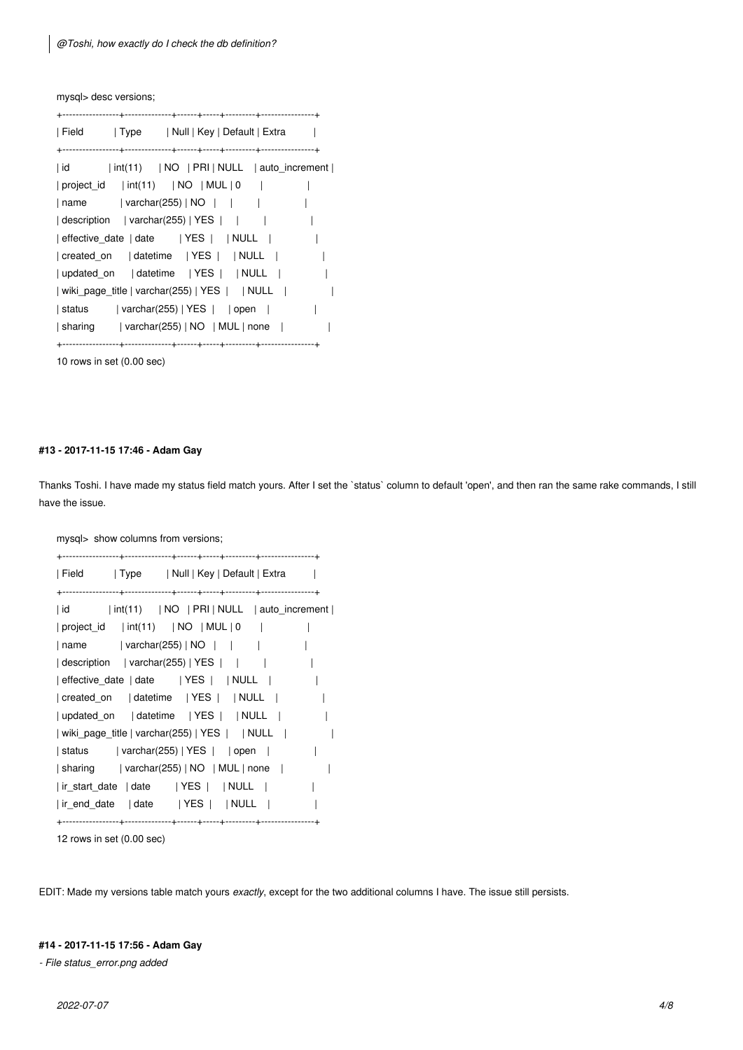> *@Toshi, how exactly do I check the db definition?*

```
mysql> desc versions;
+-----------------+--------------+------+-----+---------+----------------+
| Field           | Type         | Null | Key | Default | Extra          |
+-----------------+--------------+------+-----+---------+----------------+
| id              | int(11)      | NO   | PRI | NULL    | auto_increment |
| project_id      | int(11)      | NO   | MUL | 0       |                |
| name            | varchar(255) | NO   |     |         |                |
| description     | varchar(255) | YES  |     |         |                |
| effective_date  | date         | YES  |     | NULL    |                |
| created_on      | datetime     | YES  |     | NULL    |                |
| updated_on      | datetime     | YES  |     | NULL    |                |
| wiki_page_title | varchar(255) | YES  |     | NULL    |                |
| status          | varchar(255) | YES  |     | open    |                |
| sharing         | varchar(255) | NO   | MUL | none    |                |
+-----------------+--------------+------+-----+---------+----------------+
10 rows in set (0.00 sec)
```

#### #13 - 2017-11-15 17:46 - Adam Gay

Thanks Toshi. I have made my status field match yours. After I set the `status` column to default 'open', and then ran the same rake commands, I still have the issue.

```
mysql>  show columns from versions;
+-----------------+--------------+------+-----+---------+----------------+
| Field           | Type         | Null | Key | Default | Extra          |
+-----------------+--------------+------+-----+---------+----------------+
| id              | int(11)      | NO   | PRI | NULL    | auto_increment |
| project_id      | int(11)      | NO   | MUL | 0       |                |
| name            | varchar(255) | NO   |     |         |                |
| description     | varchar(255) | YES  |     |         |                |
| effective_date  | date         | YES  |     | NULL    |                |
| created_on      | datetime     | YES  |     | NULL    |                |
| updated_on      | datetime     | YES  |     | NULL    |                |
| wiki_page_title | varchar(255) | YES  |     | NULL    |                |
| status          | varchar(255) | YES  |     | open    |                |
| sharing         | varchar(255) | NO   | MUL | none    |                |
| ir_start_date   | date         | YES  |     | NULL    |                |
| ir_end_date     | date         | YES  |     | NULL    |                |
+-----------------+--------------+------+-----+---------+----------------+
12 rows in set (0.00 sec)
```

EDIT: Made my versions table match yours *exactly*, except for the two additional columns I have. The issue still persists.

#### #14 - 2017-11-15 17:56 - Adam Gay

*- File status_error.png added*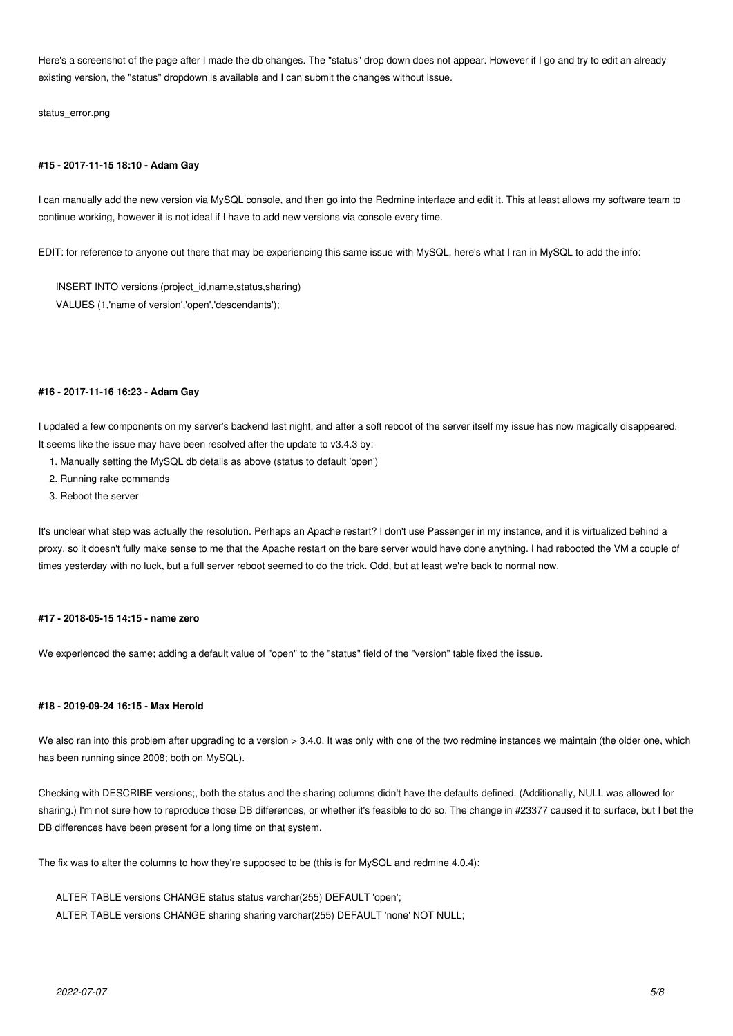Here's a screenshot of the page after I made the db changes. The "status" drop down does not appear. However if I go and try to edit an already existing version, the "status" dropdown is available and I can submit the changes without issue.

status_error.png

#### #15 - 2017-11-15 18:10 - Adam Gay

I can manually add the new version via MySQL console, and then go into the Redmine interface and edit it. This at least allows my software team to continue working, however it is not ideal if I have to add new versions via console every time.

EDIT: for reference to anyone out there that may be experiencing this same issue with MySQL, here's what I ran in MySQL to add the info:

```
INSERT INTO versions (project_id,name,status,sharing)
VALUES (1,'name of version','open','descendants');
```

#### #16 - 2017-11-16 16:23 - Adam Gay

I updated a few components on my server's backend last night, and after a soft reboot of the server itself my issue has now magically disappeared. It seems like the issue may have been resolved after the update to v3.4.3 by:

1. Manually setting the MySQL db details as above (status to default 'open')
2. Running rake commands
3. Reboot the server

It's unclear what step was actually the resolution. Perhaps an Apache restart? I don't use Passenger in my instance, and it is virtualized behind a proxy, so it doesn't fully make sense to me that the Apache restart on the bare server would have done anything. I had rebooted the VM a couple of times yesterday with no luck, but a full server reboot seemed to do the trick. Odd, but at least we're back to normal now.

#### #17 - 2018-05-15 14:15 - name zero

We experienced the same; adding a default value of "open" to the "status" field of the "version" table fixed the issue.

#### #18 - 2019-09-24 16:15 - Max Herold

We also ran into this problem after upgrading to a version > 3.4.0. It was only with one of the two redmine instances we maintain (the older one, which has been running since 2008; both on MySQL).

Checking with DESCRIBE versions;, both the status and the sharing columns didn't have the defaults defined. (Additionally, NULL was allowed for sharing.) I'm not sure how to reproduce those DB differences, or whether it's feasible to do so. The change in #23377 caused it to surface, but I bet the DB differences have been present for a long time on that system.

The fix was to alter the columns to how they're supposed to be (this is for MySQL and redmine 4.0.4):

```
ALTER TABLE versions CHANGE status status varchar(255) DEFAULT 'open';
ALTER TABLE versions CHANGE sharing sharing varchar(255) DEFAULT 'none' NOT NULL;
```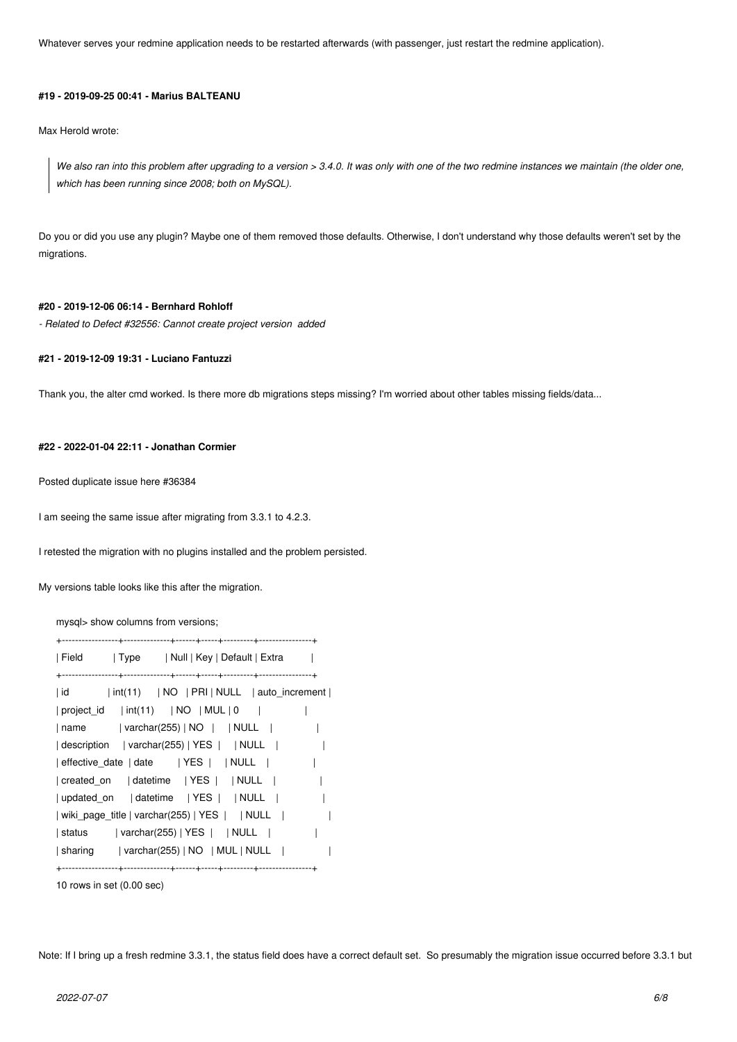Whatever serves your redmine application needs to be restarted afterwards (with passenger, just restart the redmine application).

#### #19 - 2019-09-25 00:41 - Marius BALTEANU

Max Herold wrote:

> *We also ran into this problem after upgrading to a version > 3.4.0. It was only with one of the two redmine instances we maintain (the older one, which has been running since 2008; both on MySQL).*

Do you or did you use any plugin? Maybe one of them removed those defaults. Otherwise, I don't understand why those defaults weren't set by the migrations.

#### #20 - 2019-12-06 06:14 - Bernhard Rohloff

*- Related to Defect #32556: Cannot create project version added*

#### #21 - 2019-12-09 19:31 - Luciano Fantuzzi

Thank you, the alter cmd worked. Is there more db migrations steps missing? I'm worried about other tables missing fields/data...

#### #22 - 2022-01-04 22:11 - Jonathan Cormier

Posted duplicate issue here #36384

I am seeing the same issue after migrating from 3.3.1 to 4.2.3.

I retested the migration with no plugins installed and the problem persisted.

My versions table looks like this after the migration.

```
mysql> show columns from versions;
+-----------------+--------------+------+-----+---------+----------------+
| Field           | Type         | Null | Key | Default | Extra          |
+-----------------+--------------+------+-----+---------+----------------+
| id              | int(11)      | NO   | PRI | NULL    | auto_increment |
| project_id      | int(11)      | NO   | MUL | 0       |                |
| name            | varchar(255) | NO   |     | NULL    |                |
| description     | varchar(255) | YES  |     | NULL    |                |
| effective_date  | date         | YES  |     | NULL    |                |
| created_on      | datetime     | YES  |     | NULL    |                |
| updated_on      | datetime     | YES  |     | NULL    |                |
| wiki_page_title | varchar(255) | YES  |     | NULL    |                |
| status          | varchar(255) | YES  |     | NULL    |                |
| sharing         | varchar(255) | NO   | MUL | NULL    |                |
+-----------------+--------------+------+-----+---------+----------------+
10 rows in set (0.00 sec)
```

Note: If I bring up a fresh redmine 3.3.1, the status field does have a correct default set. So presumably the migration issue occurred before 3.3.1 but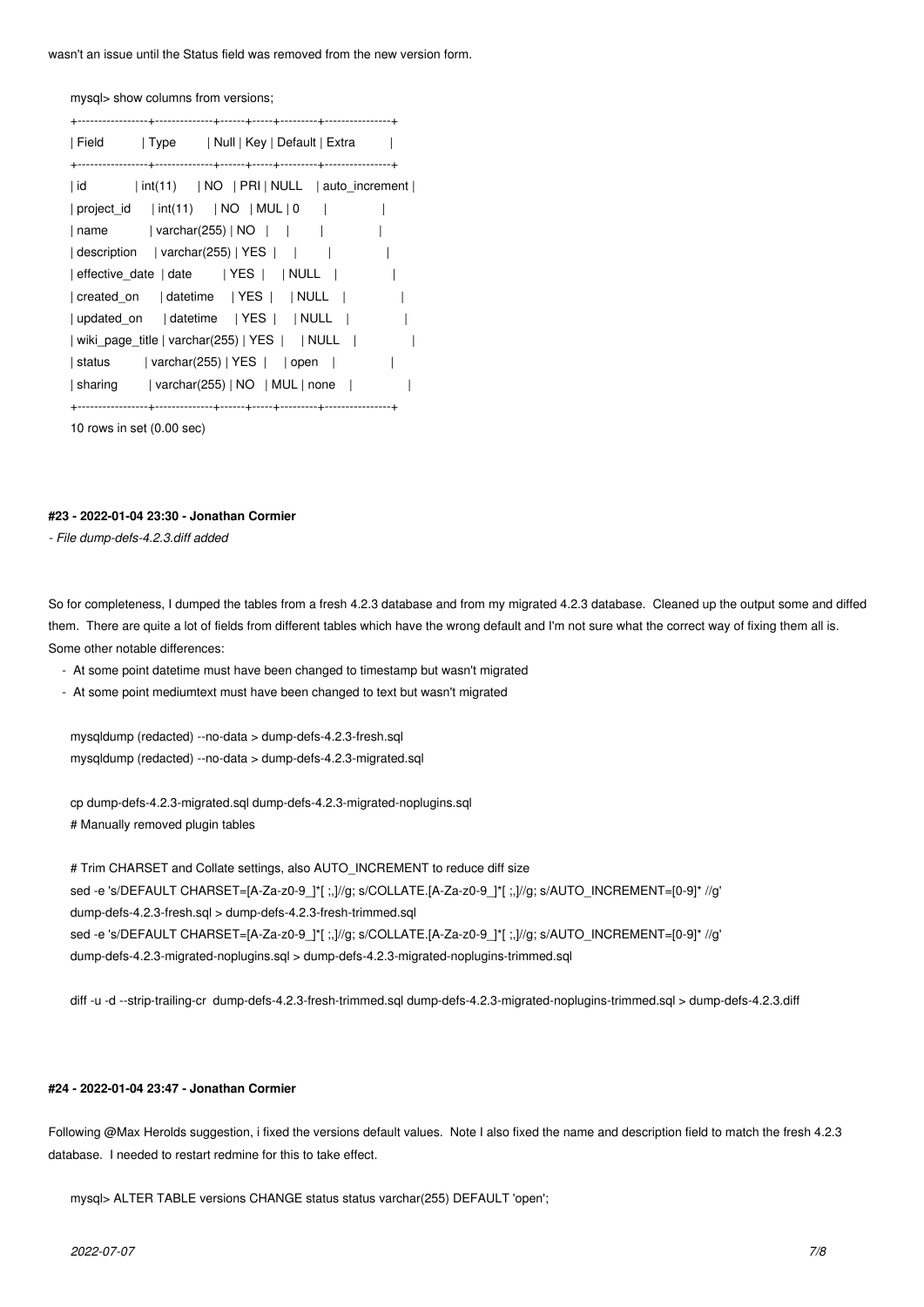wasn't an issue until the Status field was removed from the new version form.

```
mysql> show columns from versions;
+-----------------+--------------+------+-----+---------+----------------+
| Field           | Type         | Null | Key | Default | Extra          |
+-----------------+--------------+------+-----+---------+----------------+
| id              | int(11)      | NO   | PRI | NULL    | auto_increment |
| project_id      | int(11)      | NO   | MUL | 0       |                |
| name            | varchar(255) | NO   |     |         |                |
| description     | varchar(255) | YES  |     |         |                |
| effective_date  | date         | YES  |     | NULL    |                |
| created_on      | datetime     | YES  |     | NULL    |                |
| updated_on      | datetime     | YES  |     | NULL    |                |
| wiki_page_title | varchar(255) | YES  |     | NULL    |                |
| status          | varchar(255) | YES  |     | open    |                |
| sharing         | varchar(255) | NO   | MUL | none    |                |
+-----------------+--------------+------+-----+---------+----------------+
10 rows in set (0.00 sec)
```

#### #23 - 2022-01-04 23:30 - Jonathan Cormier

*- File dump-defs-4.2.3.diff added*

So for completeness, I dumped the tables from a fresh 4.2.3 database and from my migrated 4.2.3 database. Cleaned up the output some and diffed them. There are quite a lot of fields from different tables which have the wrong default and I'm not sure what the correct way of fixing them all is. Some other notable differences:

- At some point datetime must have been changed to timestamp but wasn't migrated
- At some point mediumtext must have been changed to text but wasn't migrated

```
mysqldump (redacted) --no-data > dump-defs-4.2.3-fresh.sql
mysqldump (redacted) --no-data > dump-defs-4.2.3-migrated.sql

cp dump-defs-4.2.3-migrated.sql dump-defs-4.2.3-migrated-noplugins.sql
# Manually removed plugin tables

# Trim CHARSET and Collate settings, also AUTO_INCREMENT to reduce diff size
sed -e 's/DEFAULT CHARSET=[A-Za-z0-9_]*[ ;,]//g; s/COLLATE.[A-Za-z0-9_]*[ ;,]//g; s/AUTO_INCREMENT=[0-9]* //g' 
dump-defs-4.2.3-fresh.sql > dump-defs-4.2.3-fresh-trimmed.sql
sed -e 's/DEFAULT CHARSET=[A-Za-z0-9_]*[ ;,]//g; s/COLLATE.[A-Za-z0-9_]*[ ;,]//g; s/AUTO_INCREMENT=[0-9]* //g' 
dump-defs-4.2.3-migrated-noplugins.sql > dump-defs-4.2.3-migrated-noplugins-trimmed.sql

diff -u -d --strip-trailing-cr  dump-defs-4.2.3-fresh-trimmed.sql dump-defs-4.2.3-migrated-noplugins-trimmed.sql > dump-defs-4.2.3.diff
```

#### #24 - 2022-01-04 23:47 - Jonathan Cormier

Following @Max Herolds suggestion, i fixed the versions default values. Note I also fixed the name and description field to match the fresh 4.2.3 database. I needed to restart redmine for this to take effect.

```
mysql> ALTER TABLE versions CHANGE status status varchar(255) DEFAULT 'open';
```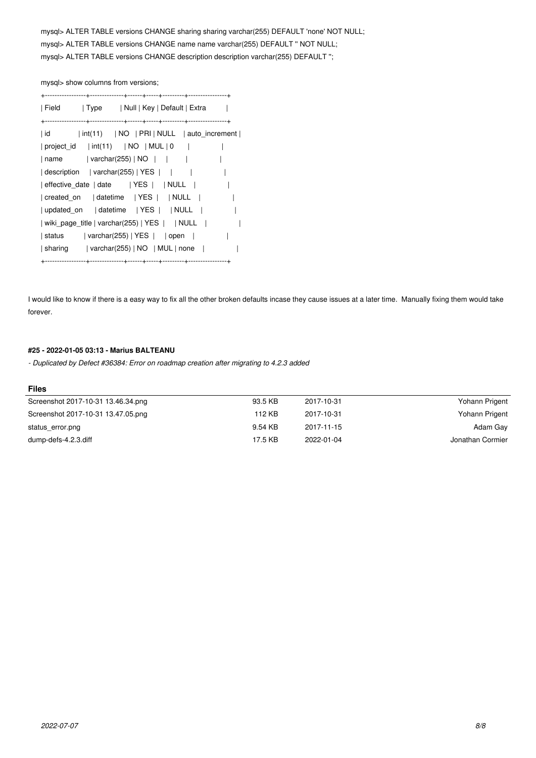```
mysql> ALTER TABLE versions CHANGE sharing sharing varchar(255) DEFAULT 'none' NOT NULL;
mysql> ALTER TABLE versions CHANGE name name varchar(255) DEFAULT '' NOT NULL;
mysql> ALTER TABLE versions CHANGE description description varchar(255) DEFAULT '';

mysql> show columns from versions;
+-----------------+--------------+------+-----+---------+----------------+
| Field           | Type         | Null | Key | Default | Extra          |
+-----------------+--------------+------+-----+---------+----------------+
| id              | int(11)      | NO   | PRI | NULL    | auto_increment |
| project_id      | int(11)      | NO   | MUL | 0       |                |
| name            | varchar(255) | NO   |     |         |                |
| description     | varchar(255) | YES  |     |         |                |
| effective_date  | date         | YES  |     | NULL    |                |
| created_on      | datetime     | YES  |     | NULL    |                |
| updated_on      | datetime     | YES  |     | NULL    |                |
| wiki_page_title | varchar(255) | YES  |     | NULL    |                |
| status          | varchar(255) | YES  |     | open    |                |
| sharing         | varchar(255) | NO   | MUL | none    |                |
+-----------------+--------------+------+-----+---------+----------------+
```

I would like to know if there is a easy way to fix all the other broken defaults incase they cause issues at a later time. Manually fixing them would take forever.

#### #25 - 2022-01-05 03:13 - Marius BALTEANU

*- Duplicated by Defect #36384: Error on roadmap creation after migrating to 4.2.3 added*

### Files

| | | | |
|---|---|---|---|
| Screenshot 2017-10-31 13.46.34.png | 93.5 KB | 2017-10-31 | Yohann Prigent |
| Screenshot 2017-10-31 13.47.05.png | 112 KB | 2017-10-31 | Yohann Prigent |
| status_error.png | 9.54 KB | 2017-11-15 | Adam Gay |
| dump-defs-4.2.3.diff | 17.5 KB | 2022-01-04 | Jonathan Cormier |